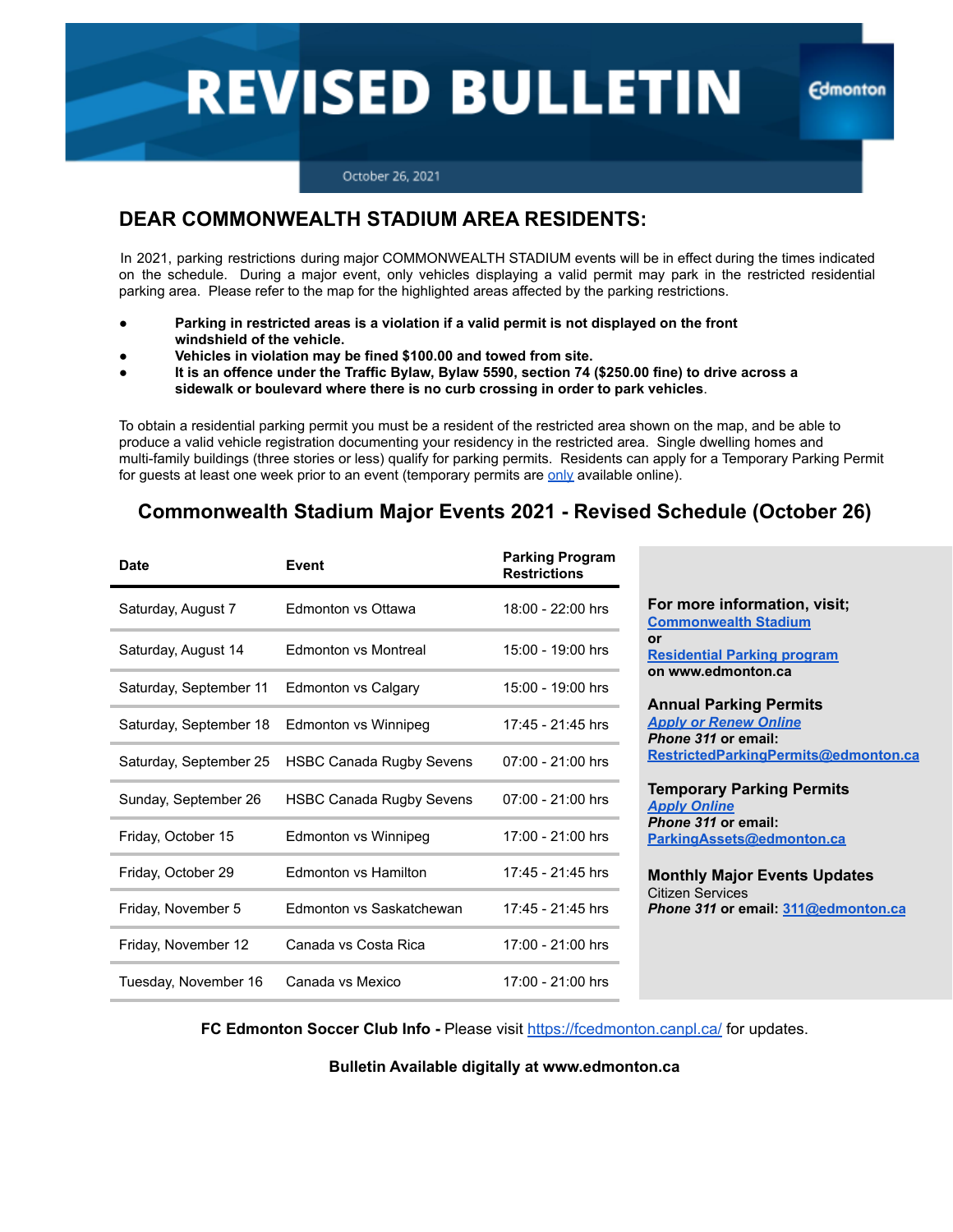# REVISED BULLETIN

Edmonton

October 26, 2021

## DEAR COMMONWEALTH STADIUM AREA RESIDENTS:

In 2021, parking restrictions during major COMMONWEALTH STADIUM events will be in effect during the times indicated on the schedule. During a major event, only vehicles displaying a valid permit may park in the restricted residential parking area. Please refer to the map for the highlighted areas affected by the parking restrictions.

- **Parking in restricted areas is a violation if a valid permit is not displayed on the front windshield of the vehicle.**
- **Vehicles in violation may be fined $100.00 and towed from site.**
- **It is an offence under the Traffic Bylaw, Bylaw 5590, section 74 ($250.00 fine) to drive across a sidewalk or boulevard where there is no curb crossing in order to park vehicles**.

To obtain a residential parking permit you must be a resident of the restricted area shown on the map, and be able to produce a valid vehicle registration documenting your residency in the restricted area. Single dwelling homes and multi-family buildings (three stories or less) qualify for parking permits. Residents can apply for a Temporary Parking Permit for guests at least one week prior to an event (temporary permits are only available online).

## Commonwealth Stadium Major Events 2021 - Revised Schedule (October 26)

| Date | Event | Parking Program Restrictions |
|---|---|---|
| Saturday, August 7 | Edmonton vs Ottawa | 18:00 - 22:00 hrs |
| Saturday, August 14 | Edmonton vs Montreal | 15:00 - 19:00 hrs |
| Saturday, September 11 | Edmonton vs Calgary | 15:00 - 19:00 hrs |
| Saturday, September 18 | Edmonton vs Winnipeg | 17:45 - 21:45 hrs |
| Saturday, September 25 | HSBC Canada Rugby Sevens | 07:00 - 21:00 hrs |
| Sunday, September 26 | HSBC Canada Rugby Sevens | 07:00 - 21:00 hrs |
| Friday, October 15 | Edmonton vs Winnipeg | 17:00 - 21:00 hrs |
| Friday, October 29 | Edmonton vs Hamilton | 17:45 - 21:45 hrs |
| Friday, November 5 | Edmonton vs Saskatchewan | 17:45 - 21:45 hrs |
| Friday, November 12 | Canada vs Costa Rica | 17:00 - 21:00 hrs |
| Tuesday, November 16 | Canada vs Mexico | 17:00 - 21:00 hrs |

**For more information, visit;**
**Commonwealth Stadium**
**or**
**Residential Parking program**
**on www.edmonton.ca**

**Annual Parking Permits**
***Apply or Renew Online***
***Phone 311* or email:**
**RestrictedParkingPermits@edmonton.ca**

**Temporary Parking Permits**
***Apply Online***
***Phone 311* or email:**
**ParkingAssets@edmonton.ca**

**Monthly Major Events Updates**
Citizen Services
***Phone 311* or email: 311@edmonton.ca**

**FC Edmonton Soccer Club Info -** Please visit https://fcedmonton.canpl.ca/ for updates.

**Bulletin Available digitally at www.edmonton.ca**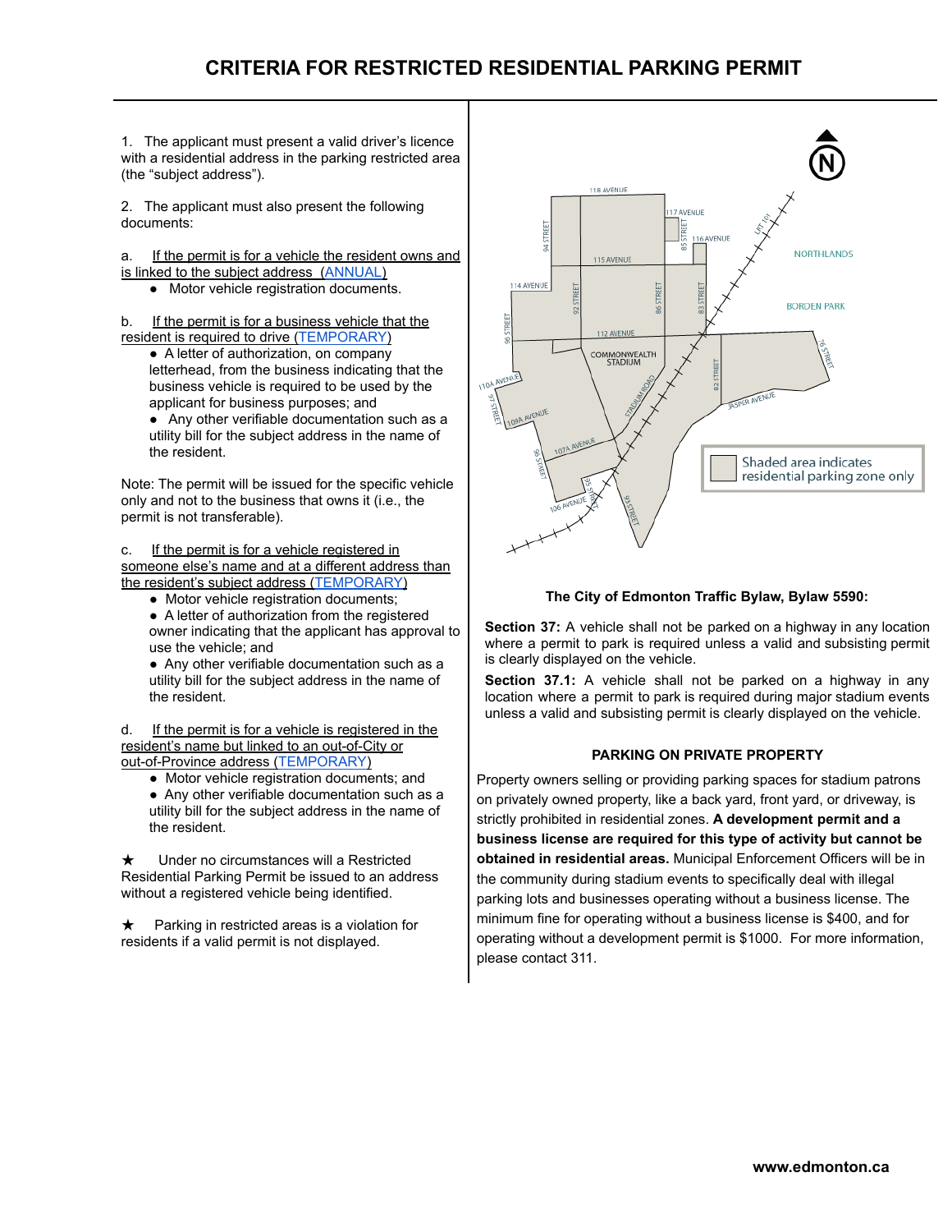# CRITERIA FOR RESTRICTED RESIDENTIAL PARKING PERMIT

1. The applicant must present a valid driver's licence with a residential address in the parking restricted area (the "subject address").

2. The applicant must also present the following documents:

a. If the permit is for a vehicle the resident owns and is linked to the subject address (ANNUAL)
- Motor vehicle registration documents.

b. If the permit is for a business vehicle that the resident is required to drive (TEMPORARY)
- A letter of authorization, on company letterhead, from the business indicating that the business vehicle is required to be used by the applicant for business purposes; and
- Any other verifiable documentation such as a utility bill for the subject address in the name of the resident.

Note: The permit will be issued for the specific vehicle only and not to the business that owns it (i.e., the permit is not transferable).

c. If the permit is for a vehicle registered in someone else's name and at a different address than the resident's subject address (TEMPORARY)
- Motor vehicle registration documents;
- A letter of authorization from the registered owner indicating that the applicant has approval to use the vehicle; and
- Any other verifiable documentation such as a utility bill for the subject address in the name of the resident.

d. If the permit is for a vehicle is registered in the resident's name but linked to an out-of-City or out-of-Province address (TEMPORARY)
- Motor vehicle registration documents; and
- Any other verifiable documentation such as a utility bill for the subject address in the name of the resident.

★ Under no circumstances will a Restricted Residential Parking Permit be issued to an address without a registered vehicle being identified.

★ Parking in restricted areas is a violation for residents if a valid permit is not displayed.

118 AVENUE
117 AVENUE
116 AVENUE
115 AVENUE
114 AVENUE
112 AVENUE
110A AVENUE
109A AVENUE
107A AVENUE
106 AVENUE
94 STREET
92 STREET
86 STREET
85 STREET
83 STREET
82 STREET
96 STREET
97 STREET
98 STREET
95 STREET
93 STREET
76 STREET
LRT LINE
NORTHLANDS
BORDEN PARK
COMMONWEALTH STADIUM
STADIUM ROAD
JASPER AVENUE
N

Shaded area indicates residential parking zone only

**The City of Edmonton Traffic Bylaw, Bylaw 5590:**

**Section 37:** A vehicle shall not be parked on a highway in any location where a permit to park is required unless a valid and subsisting permit is clearly displayed on the vehicle.

**Section 37.1:** A vehicle shall not be parked on a highway in any location where a permit to park is required during major stadium events unless a valid and subsisting permit is clearly displayed on the vehicle.

## PARKING ON PRIVATE PROPERTY

Property owners selling or providing parking spaces for stadium patrons on privately owned property, like a back yard, front yard, or driveway, is strictly prohibited in residential zones. **A development permit and a business license are required for this type of activity but cannot be obtained in residential areas.** Municipal Enforcement Officers will be in the community during stadium events to specifically deal with illegal parking lots and businesses operating without a business license. The minimum fine for operating without a business license is $400, and for operating without a development permit is $1000. For more information, please contact 311.

www.edmonton.ca